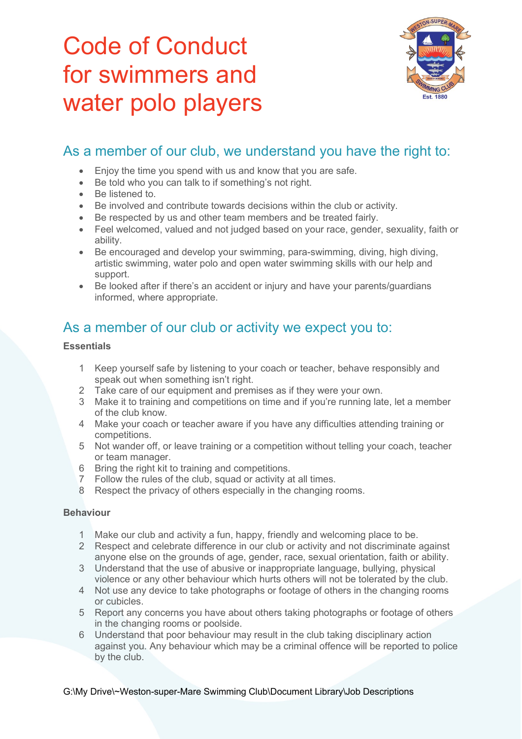# Code of Conduct for swimmers and water polo players

## As a member of our club, we understand you have the right to:

- Enjoy the time you spend with us and know that you are safe.
- Be told who you can talk to if something's not right.
- Be listened to.
- Be involved and contribute towards decisions within the club or activity.
- Be respected by us and other team members and be treated fairly.
- Feel welcomed, valued and not judged based on your race, gender, sexuality, faith or ability.
- Be encouraged and develop your swimming, para-swimming, diving, high diving, artistic swimming, water polo and open water swimming skills with our help and support.
- Be looked after if there's an accident or injury and have your parents/guardians informed, where appropriate.

## As a member of our club or activity we expect you to:

**Essentials**

1. Keep yourself safe by listening to your coach or teacher, behave responsibly and speak out when something isn't right.
2. Take care of our equipment and premises as if they were your own.
3. Make it to training and competitions on time and if you're running late, let a member of the club know.
4. Make your coach or teacher aware if you have any difficulties attending training or competitions.
5. Not wander off, or leave training or a competition without telling your coach, teacher or team manager.
6. Bring the right kit to training and competitions.
7. Follow the rules of the club, squad or activity at all times.
8. Respect the privacy of others especially in the changing rooms.

**Behaviour**

1. Make our club and activity a fun, happy, friendly and welcoming place to be.
2. Respect and celebrate difference in our club or activity and not discriminate against anyone else on the grounds of age, gender, race, sexual orientation, faith or ability.
3. Understand that the use of abusive or inappropriate language, bullying, physical violence or any other behaviour which hurts others will not be tolerated by the club.
4. Not use any device to take photographs or footage of others in the changing rooms or cubicles.
5. Report any concerns you have about others taking photographs or footage of others in the changing rooms or poolside.
6. Understand that poor behaviour may result in the club taking disciplinary action against you. Any behaviour which may be a criminal offence will be reported to police by the club.

G:\My Drive\~Weston-super-Mare Swimming Club\Document Library\Job Descriptions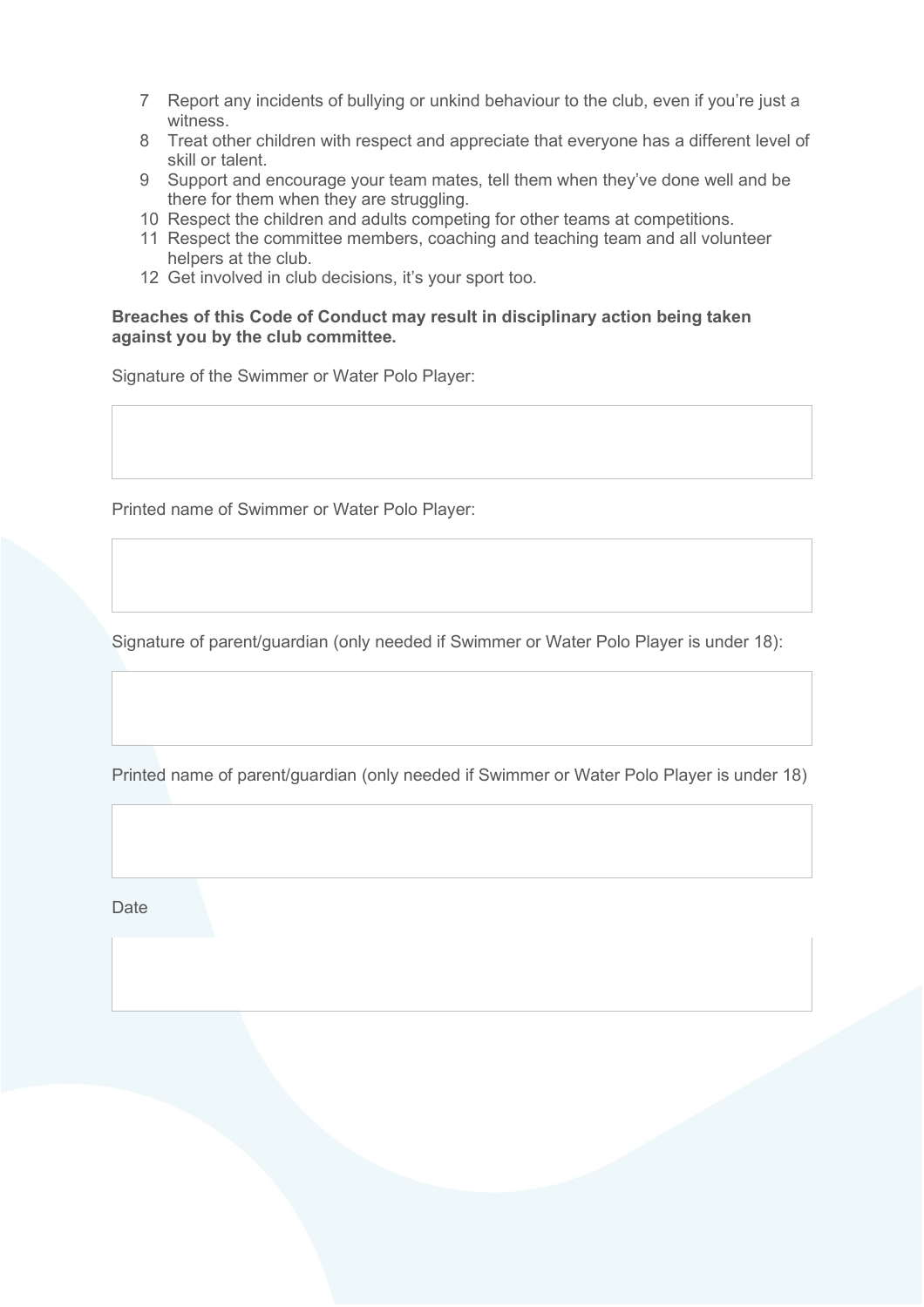7. Report any incidents of bullying or unkind behaviour to the club, even if you're just a witness.
8. Treat other children with respect and appreciate that everyone has a different level of skill or talent.
9. Support and encourage your team mates, tell them when they've done well and be there for them when they are struggling.
10. Respect the children and adults competing for other teams at competitions.
11. Respect the committee members, coaching and teaching team and all volunteer helpers at the club.
12. Get involved in club decisions, it's your sport too.

**Breaches of this Code of Conduct may result in disciplinary action being taken against you by the club committee.**

Signature of the Swimmer or Water Polo Player:

Printed name of Swimmer or Water Polo Player:

Signature of parent/guardian (only needed if Swimmer or Water Polo Player is under 18):

Printed name of parent/guardian (only needed if Swimmer or Water Polo Player is under 18)

Date